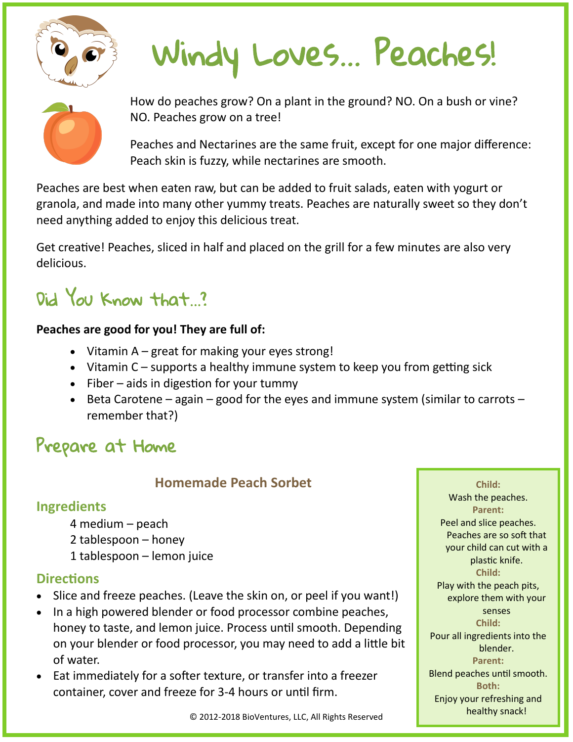# Windy Loves... Peaches!

How do peaches grow? On a plant in the ground? NO. On a bush or vine? NO. Peaches grow on a tree!

Peaches and Nectarines are the same fruit, except for one major difference: Peach skin is fuzzy, while nectarines are smooth.

Peaches are best when eaten raw, but can be added to fruit salads, eaten with yogurt or granola, and made into many other yummy treats. Peaches are naturally sweet so they don't need anything added to enjoy this delicious treat.

Get creative! Peaches, sliced in half and placed on the grill for a few minutes are also very delicious.

## Did You Know that...?

**Peaches are good for you! They are full of:**

- Vitamin A – great for making your eyes strong!
- Vitamin C – supports a healthy immune system to keep you from getting sick
- Fiber – aids in digestion for your tummy
- Beta Carotene – again – good for the eyes and immune system (similar to carrots – remember that?)

## Prepare at Home

### Homemade Peach Sorbet

#### Ingredients

4 medium – peach
2 tablespoon – honey
1 tablespoon – lemon juice

#### Directions

- Slice and freeze peaches. (Leave the skin on, or peel if you want!)
- In a high powered blender or food processor combine peaches, honey to taste, and lemon juice. Process until smooth. Depending on your blender or food processor, you may need to add a little bit of water.
- Eat immediately for a softer texture, or transfer into a freezer container, cover and freeze for 3-4 hours or until firm.

**Child:**
Wash the peaches.
**Parent:**
Peel and slice peaches. Peaches are so soft that your child can cut with a plastic knife.
**Child:**
Play with the peach pits, explore them with your senses
**Child:**
Pour all ingredients into the blender.
**Parent:**
Blend peaches until smooth.
**Both:**
Enjoy your refreshing and healthy snack!

© 2012-2018 BioVentures, LLC, All Rights Reserved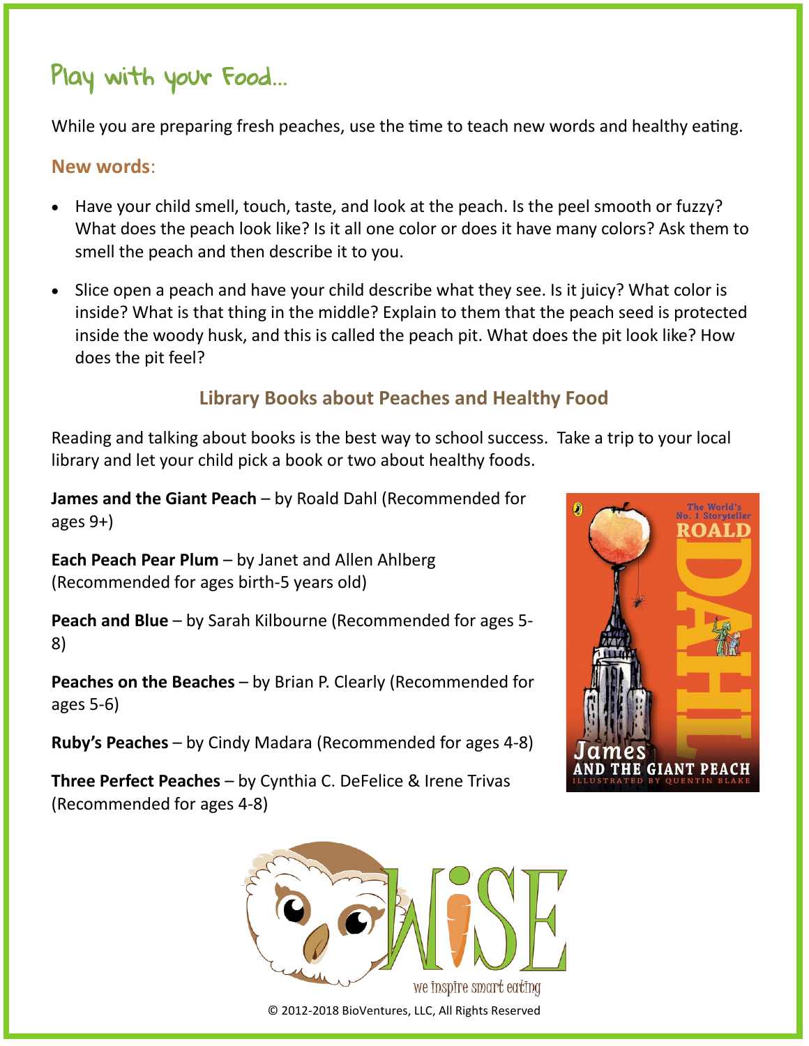# Play with your Food...

While you are preparing fresh peaches, use the time to teach new words and healthy eating.

## New words:

- Have your child smell, touch, taste, and look at the peach. Is the peel smooth or fuzzy? What does the peach look like? Is it all one color or does it have many colors? Ask them to smell the peach and then describe it to you.
- Slice open a peach and have your child describe what they see. Is it juicy? What color is inside? What is that thing in the middle? Explain to them that the peach seed is protected inside the woody husk, and this is called the peach pit. What does the pit look like? How does the pit feel?

## Library Books about Peaches and Healthy Food

Reading and talking about books is the best way to school success. Take a trip to your local library and let your child pick a book or two about healthy foods.

**James and the Giant Peach** – by Roald Dahl (Recommended for ages 9+)

**Each Peach Pear Plum** – by Janet and Allen Ahlberg (Recommended for ages birth-5 years old)

**Peach and Blue** – by Sarah Kilbourne (Recommended for ages 5-8)

**Peaches on the Beaches** – by Brian P. Clearly (Recommended for ages 5-6)

**Ruby's Peaches** – by Cindy Madara (Recommended for ages 4-8)

**Three Perfect Peaches** – by Cynthia C. DeFelice & Irene Trivas (Recommended for ages 4-8)

WISE – we inspire smart eating

© 2012-2018 BioVentures, LLC, All Rights Reserved